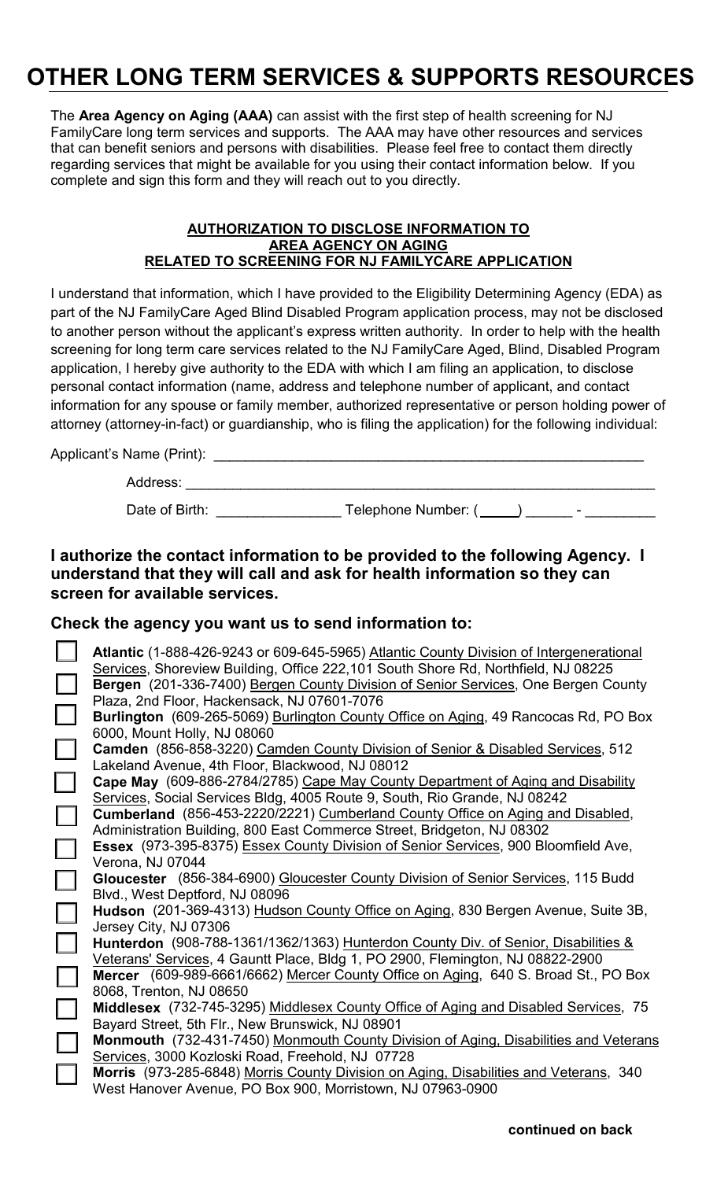# OTHER LONG TERM SERVICES & SUPPORTS RESOURCES

The **Area Agency on Aging (AAA)** can assist with the first step of health screening for NJ FamilyCare long term services and supports. The AAA may have other resources and services that can benefit seniors and persons with disabilities. Please feel free to contact them directly regarding services that might be available for you using their contact information below. If you complete and sign this form and they will reach out to you directly.

**AUTHORIZATION TO DISCLOSE INFORMATION TO**
**AREA AGENCY ON AGING**
**RELATED TO SCREENING FOR NJ FAMILYCARE APPLICATION**

I understand that information, which I have provided to the Eligibility Determining Agency (EDA) as part of the NJ FamilyCare Aged Blind Disabled Program application process, may not be disclosed to another person without the applicant's express written authority. In order to help with the health screening for long term care services related to the NJ FamilyCare Aged, Blind, Disabled Program application, I hereby give authority to the EDA with which I am filing an application, to disclose personal contact information (name, address and telephone number of applicant, and contact information for any spouse or family member, authorized representative or person holding power of attorney (attorney-in-fact) or guardianship, who is filing the application) for the following individual:

Applicant's Name (Print): ________________________________________________

Address: ________________________________________________

Date of Birth: ______________ Telephone Number: (_____) ______ - _________

**I authorize the contact information to be provided to the following Agency. I understand that they will call and ask for health information so they can screen for available services.**

**Check the agency you want us to send information to:**

- ☐ **Atlantic** (1-888-426-9243 or 609-645-5965) Atlantic County Division of Intergenerational Services, Shoreview Building, Office 222,101 South Shore Rd, Northfield, NJ 08225
- ☐ **Bergen** (201-336-7400) Bergen County Division of Senior Services, One Bergen County Plaza, 2nd Floor, Hackensack, NJ 07601-7076
- ☐ **Burlington** (609-265-5069) Burlington County Office on Aging, 49 Rancocas Rd, PO Box 6000, Mount Holly, NJ 08060
- ☐ **Camden** (856-858-3220) Camden County Division of Senior & Disabled Services, 512 Lakeland Avenue, 4th Floor, Blackwood, NJ 08012
- ☐ **Cape May** (609-886-2784/2785) Cape May County Department of Aging and Disability Services, Social Services Bldg, 4005 Route 9, South, Rio Grande, NJ 08242
- ☐ **Cumberland** (856-453-2220/2221) Cumberland County Office on Aging and Disabled, Administration Building, 800 East Commerce Street, Bridgeton, NJ 08302
- ☐ **Essex** (973-395-8375) Essex County Division of Senior Services, 900 Bloomfield Ave, Verona, NJ 07044
- ☐ **Gloucester** (856-384-6900) Gloucester County Division of Senior Services, 115 Budd Blvd., West Deptford, NJ 08096
- ☐ **Hudson** (201-369-4313) Hudson County Office on Aging, 830 Bergen Avenue, Suite 3B, Jersey City, NJ 07306
- ☐ **Hunterdon** (908-788-1361/1362/1363) Hunterdon County Div. of Senior, Disabilities & Veterans' Services, 4 Gauntt Place, Bldg 1, PO 2900, Flemington, NJ 08822-2900
- ☐ **Mercer** (609-989-6661/6662) Mercer County Office on Aging, 640 S. Broad St., PO Box 8068, Trenton, NJ 08650
- ☐ **Middlesex** (732-745-3295) Middlesex County Office of Aging and Disabled Services, 75 Bayard Street, 5th Flr., New Brunswick, NJ 08901
- ☐ **Monmouth** (732-431-7450) Monmouth County Division of Aging, Disabilities and Veterans Services, 3000 Kozloski Road, Freehold, NJ 07728
- ☐ **Morris** (973-285-6848) Morris County Division on Aging, Disabilities and Veterans, 340 West Hanover Avenue, PO Box 900, Morristown, NJ 07963-0900

**continued on back**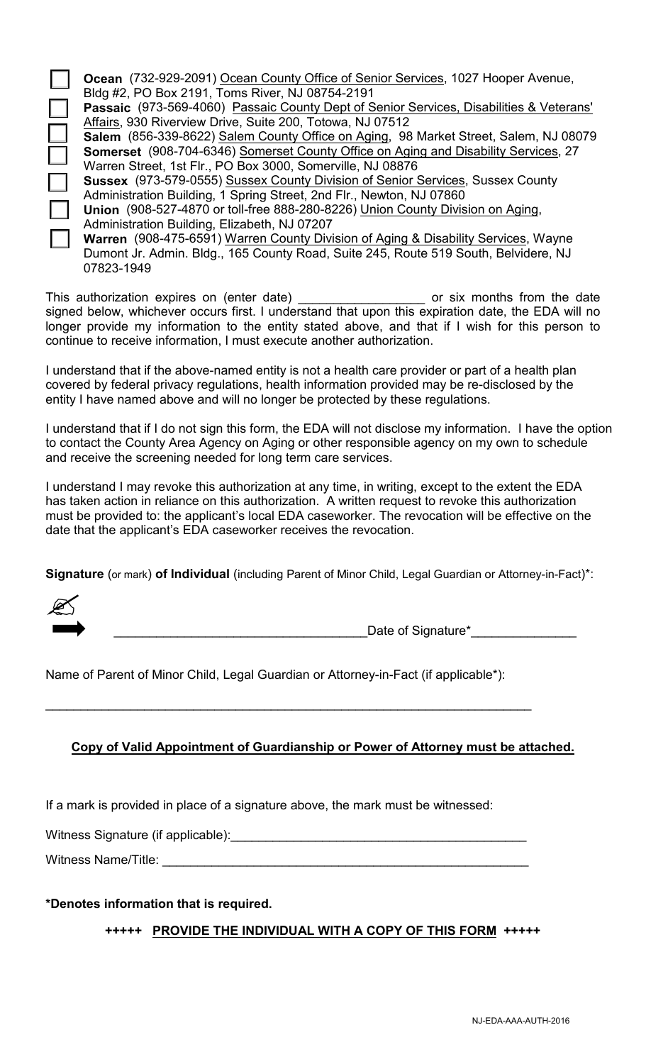- [ ] **Ocean** (732-929-2091) Ocean County Office of Senior Services, 1027 Hooper Avenue, Bldg #2, PO Box 2191, Toms River, NJ 08754-2191
- [ ] **Passaic** (973-569-4060) Passaic County Dept of Senior Services, Disabilities & Veterans' Affairs, 930 Riverview Drive, Suite 200, Totowa, NJ 07512
- [ ] **Salem** (856-339-8622) Salem County Office on Aging, 98 Market Street, Salem, NJ 08079
- [ ] **Somerset** (908-704-6346) Somerset County Office on Aging and Disability Services, 27 Warren Street, 1st Flr., PO Box 3000, Somerville, NJ 08876
- [ ] **Sussex** (973-579-0555) Sussex County Division of Senior Services, Sussex County Administration Building, 1 Spring Street, 2nd Flr., Newton, NJ 07860
- [ ] **Union** (908-527-4870 or toll-free 888-280-8226) Union County Division on Aging, Administration Building, Elizabeth, NJ 07207
- [ ] **Warren** (908-475-6591) Warren County Division of Aging & Disability Services, Wayne Dumont Jr. Admin. Bldg., 165 County Road, Suite 245, Route 519 South, Belvidere, NJ 07823-1949

This authorization expires on (enter date) _________________ or six months from the date signed below, whichever occurs first. I understand that upon this expiration date, the EDA will no longer provide my information to the entity stated above, and that if I wish for this person to continue to receive information, I must execute another authorization.

I understand that if the above-named entity is not a health care provider or part of a health plan covered by federal privacy regulations, health information provided may be re-disclosed by the entity I have named above and will no longer be protected by these regulations.

I understand that if I do not sign this form, the EDA will not disclose my information. I have the option to contact the County Area Agency on Aging or other responsible agency on my own to schedule and receive the screening needed for long term care services.

I understand I may revoke this authorization at any time, in writing, except to the extent the EDA has taken action in reliance on this authorization. A written request to revoke this authorization must be provided to: the applicant's local EDA caseworker. The revocation will be effective on the date that the applicant's EDA caseworker receives the revocation.

**Signature** (or mark) **of Individual** (including Parent of Minor Child, Legal Guardian or Attorney-in-Fact)*:

___________________________________ Date of Signature* _______________

Name of Parent of Minor Child, Legal Guardian or Attorney-in-Fact (if applicable*):

______________________________________________________________________

**Copy of Valid Appointment of Guardianship or Power of Attorney must be attached.**

If a mark is provided in place of a signature above, the mark must be witnessed:

Witness Signature (if applicable): ___________________________________________

Witness Name/Title: ______________________________________________________

**\*Denotes information that is required.**

**+++++ PROVIDE THE INDIVIDUAL WITH A COPY OF THIS FORM +++++**

NJ-EDA-AAA-AUTH-2016